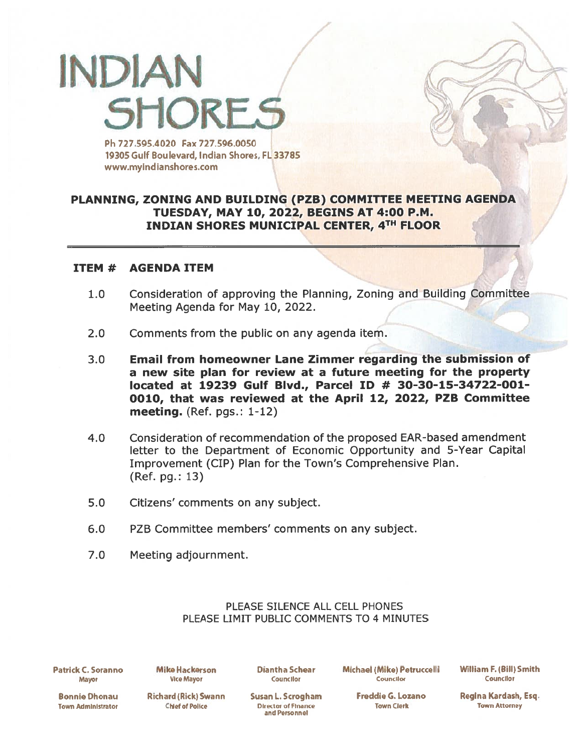# INDIAN SHORES

Ph 727.595.4020 Fax 727.596.0050
19305 Gulf Boulevard, Indian Shores, FL 33785
www.myindianshores.com

## PLANNING, ZONING AND BUILDING (PZB) COMMITTEE MEETING AGENDA
## TUESDAY, MAY 10, 2022, BEGINS AT 4:00 P.M.
## INDIAN SHORES MUNICIPAL CENTER, 4TH FLOOR

| ITEM # | AGENDA ITEM |
|---|---|
| 1.0 | Consideration of approving the Planning, Zoning and Building Committee Meeting Agenda for May 10, 2022. |
| 2.0 | Comments from the public on any agenda item. |
| 3.0 | **Email from homeowner Lane Zimmer regarding the submission of a new site plan for review at a future meeting for the property located at 19239 Gulf Blvd., Parcel ID # 30-30-15-34722-001-0010, that was reviewed at the April 12, 2022, PZB Committee meeting.** (Ref. pgs.: 1-12) |
| 4.0 | Consideration of recommendation of the proposed EAR-based amendment letter to the Department of Economic Opportunity and 5-Year Capital Improvement (CIP) Plan for the Town's Comprehensive Plan. (Ref. pg.: 13) |
| 5.0 | Citizens' comments on any subject. |
| 6.0 | PZB Committee members' comments on any subject. |
| 7.0 | Meeting adjournment. |

PLEASE SILENCE ALL CELL PHONES
PLEASE LIMIT PUBLIC COMMENTS TO 4 MINUTES

| | | | | |
|---|---|---|---|---|
| **Patrick C. Soranno** Mayor | **Mike Hackerson** Vice Mayor | **Diantha Schear** Councilor | **Michael (Mike) Petruccelli** Councilor | **William F. (Bill) Smith** Councilor |
| **Bonnie Dhonau** Town Administrator | **Richard (Rick) Swann** Chief of Police | **Susan L. Scrogham** Director of Finance and Personnel | **Freddie G. Lozano** Town Clerk | **Regina Kardash, Esq.** Town Attorney |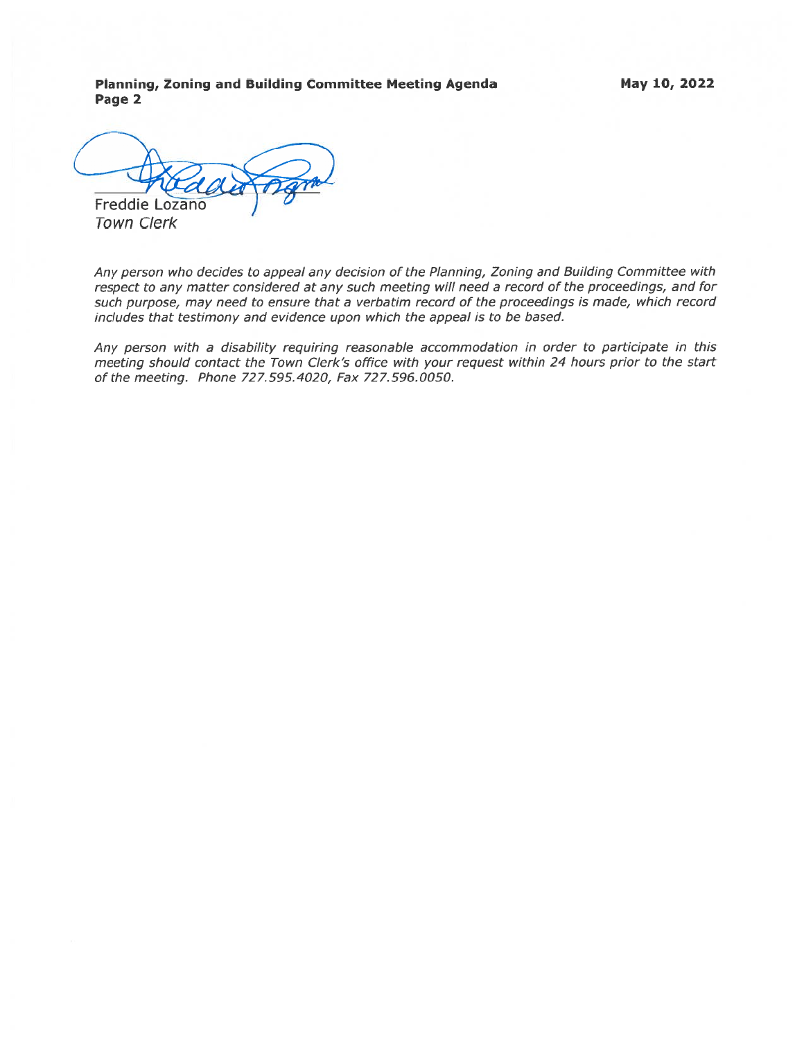Freddie Lozano
*Town Clerk*

*Any person who decides to appeal any decision of the Planning, Zoning and Building Committee with respect to any matter considered at any such meeting will need a record of the proceedings, and for such purpose, may need to ensure that a verbatim record of the proceedings is made, which record includes that testimony and evidence upon which the appeal is to be based.*

*Any person with a disability requiring reasonable accommodation in order to participate in this meeting should contact the Town Clerk's office with your request within 24 hours prior to the start of the meeting. Phone 727.595.4020, Fax 727.596.0050.*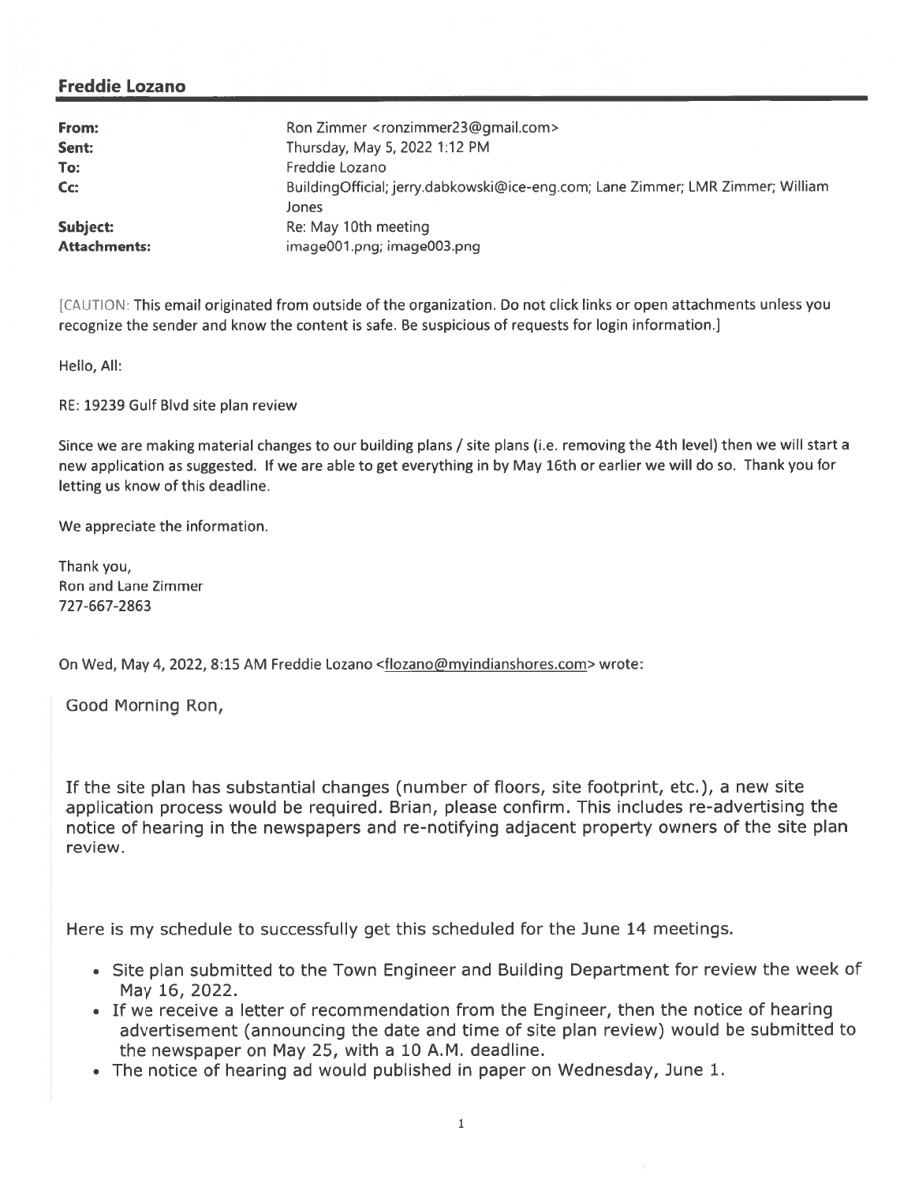## Freddie Lozano

| | |
|---|---|
| **From:** | Ron Zimmer <ronzimmer23@gmail.com> |
| **Sent:** | Thursday, May 5, 2022 1:12 PM |
| **To:** | Freddie Lozano |
| **Cc:** | BuildingOfficial; jerry.dabkowski@ice-eng.com; Lane Zimmer; LMR Zimmer; William Jones |
| **Subject:** | Re: May 10th meeting |
| **Attachments:** | image001.png; image003.png |

[CAUTION: This email originated from outside of the organization. Do not click links or open attachments unless you recognize the sender and know the content is safe. Be suspicious of requests for login information.]

Hello, All:

RE: 19239 Gulf Blvd site plan review

Since we are making material changes to our building plans / site plans (i.e. removing the 4th level) then we will start a new application as suggested. If we are able to get everything in by May 16th or earlier we will do so. Thank you for letting us know of this deadline.

We appreciate the information.

Thank you,
Ron and Lane Zimmer
727-667-2863

On Wed, May 4, 2022, 8:15 AM Freddie Lozano <flozano@myindianshores.com> wrote:

> Good Morning Ron,
>
> If the site plan has substantial changes (number of floors, site footprint, etc.), a new site application process would be required. Brian, please confirm. This includes re-advertising the notice of hearing in the newspapers and re-notifying adjacent property owners of the site plan review.
>
> Here is my schedule to successfully get this scheduled for the June 14 meetings.
>
> - Site plan submitted to the Town Engineer and Building Department for review the week of May 16, 2022.
> - If we receive a letter of recommendation from the Engineer, then the notice of hearing advertisement (announcing the date and time of site plan review) would be submitted to the newspaper on May 25, with a 10 A.M. deadline.
> - The notice of hearing ad would published in paper on Wednesday, June 1.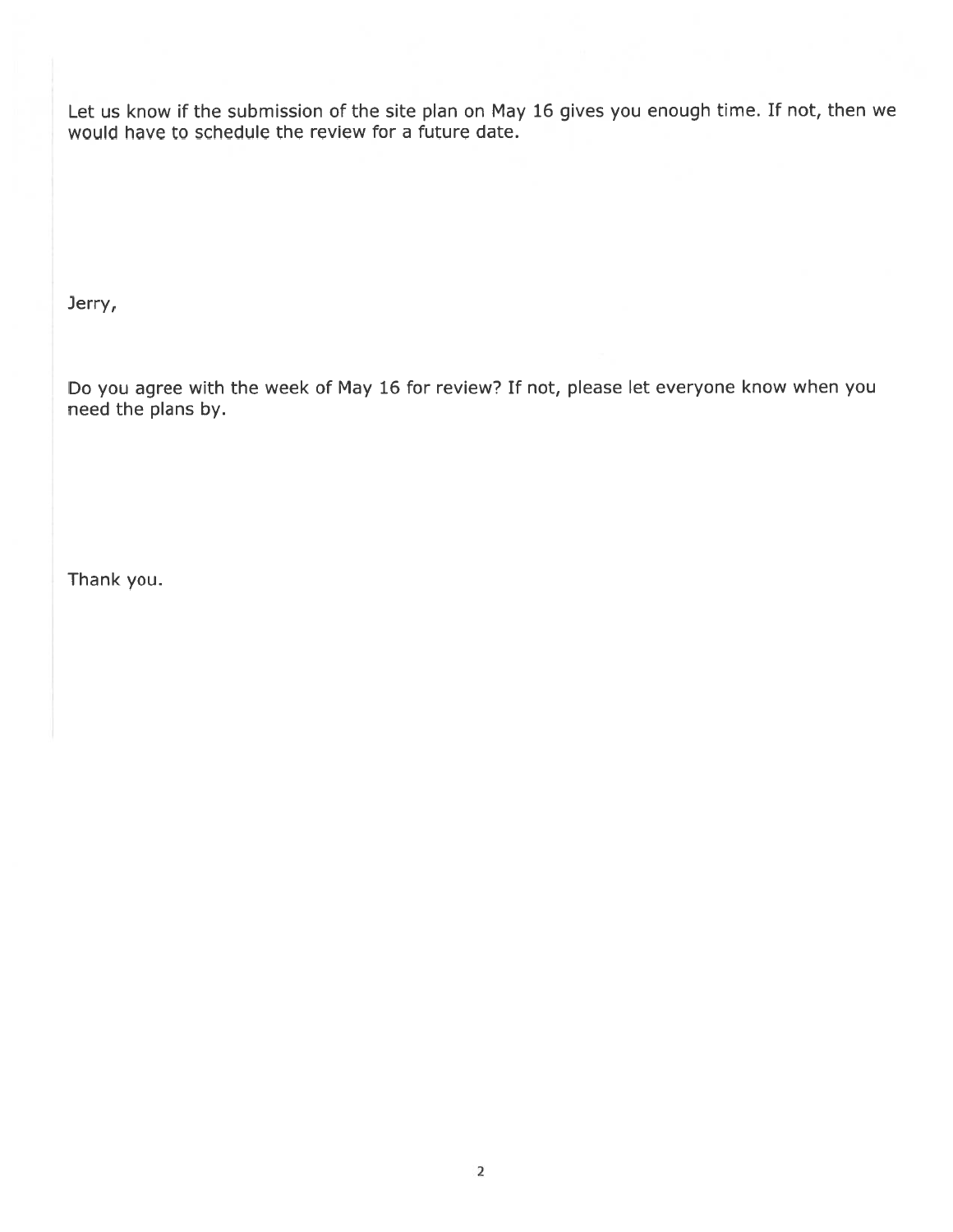Let us know if the submission of the site plan on May 16 gives you enough time. If not, then we would have to schedule the review for a future date.

Jerry,

Do you agree with the week of May 16 for review? If not, please let everyone know when you need the plans by.

Thank you.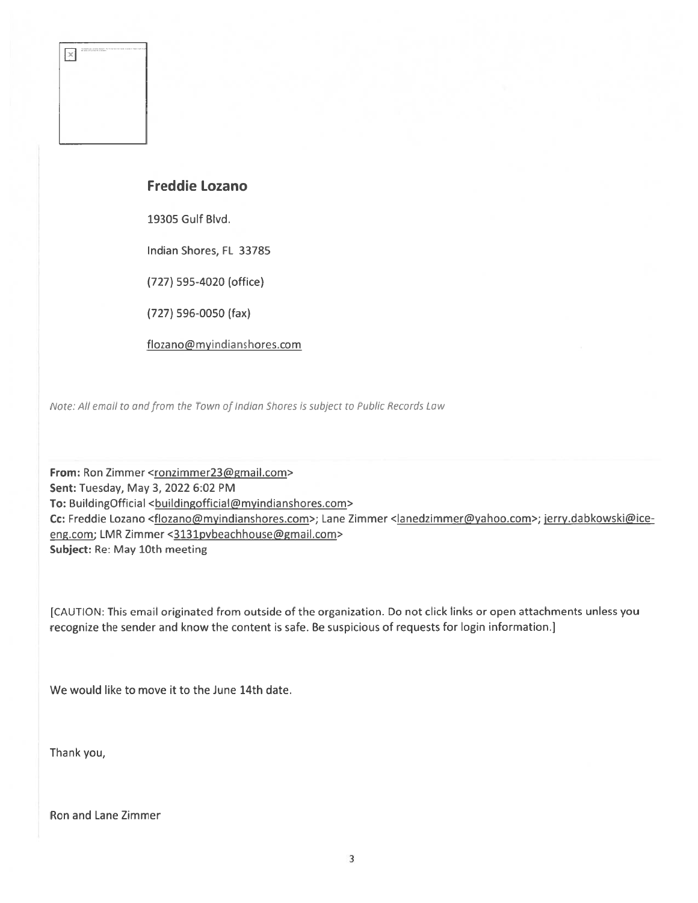**Freddie Lozano**

19305 Gulf Blvd.

Indian Shores, FL 33785

(727) 595-4020 (office)

(727) 596-0050 (fax)

flozano@myindianshores.com

*Note: All email to and from the Town of Indian Shores is subject to Public Records Law*

**From:** Ron Zimmer <ronzimmer23@gmail.com>
**Sent:** Tuesday, May 3, 2022 6:02 PM
**To:** BuildingOfficial <buildingofficial@myindianshores.com>
**Cc:** Freddie Lozano <flozano@myindianshores.com>; Lane Zimmer <lanedzimmer@yahoo.com>; jerry.dabkowski@ice-eng.com; LMR Zimmer <3131pvbeachhouse@gmail.com>
**Subject:** Re: May 10th meeting

[CAUTION: This email originated from outside of the organization. Do not click links or open attachments unless you recognize the sender and know the content is safe. Be suspicious of requests for login information.]

We would like to move it to the June 14th date.

Thank you,

Ron and Lane Zimmer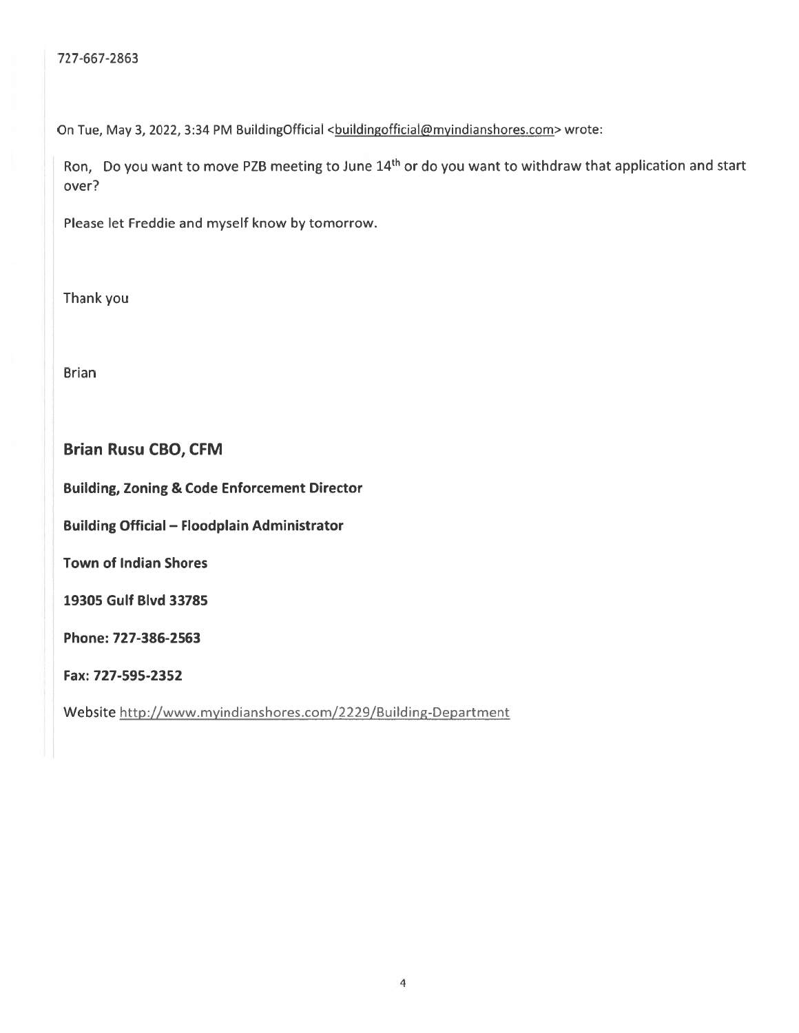727-667-2863

On Tue, May 3, 2022, 3:34 PM BuildingOfficial <buildingofficial@myindianshores.com> wrote:

Ron, Do you want to move PZB meeting to June 14th or do you want to withdraw that application and start over?

Please let Freddie and myself know by tomorrow.

Thank you

Brian

**Brian Rusu CBO, CFM**

**Building, Zoning & Code Enforcement Director**

**Building Official – Floodplain Administrator**

**Town of Indian Shores**

**19305 Gulf Blvd 33785**

**Phone: 727-386-2563**

**Fax: 727-595-2352**

Website http://www.myindianshores.com/2229/Building-Department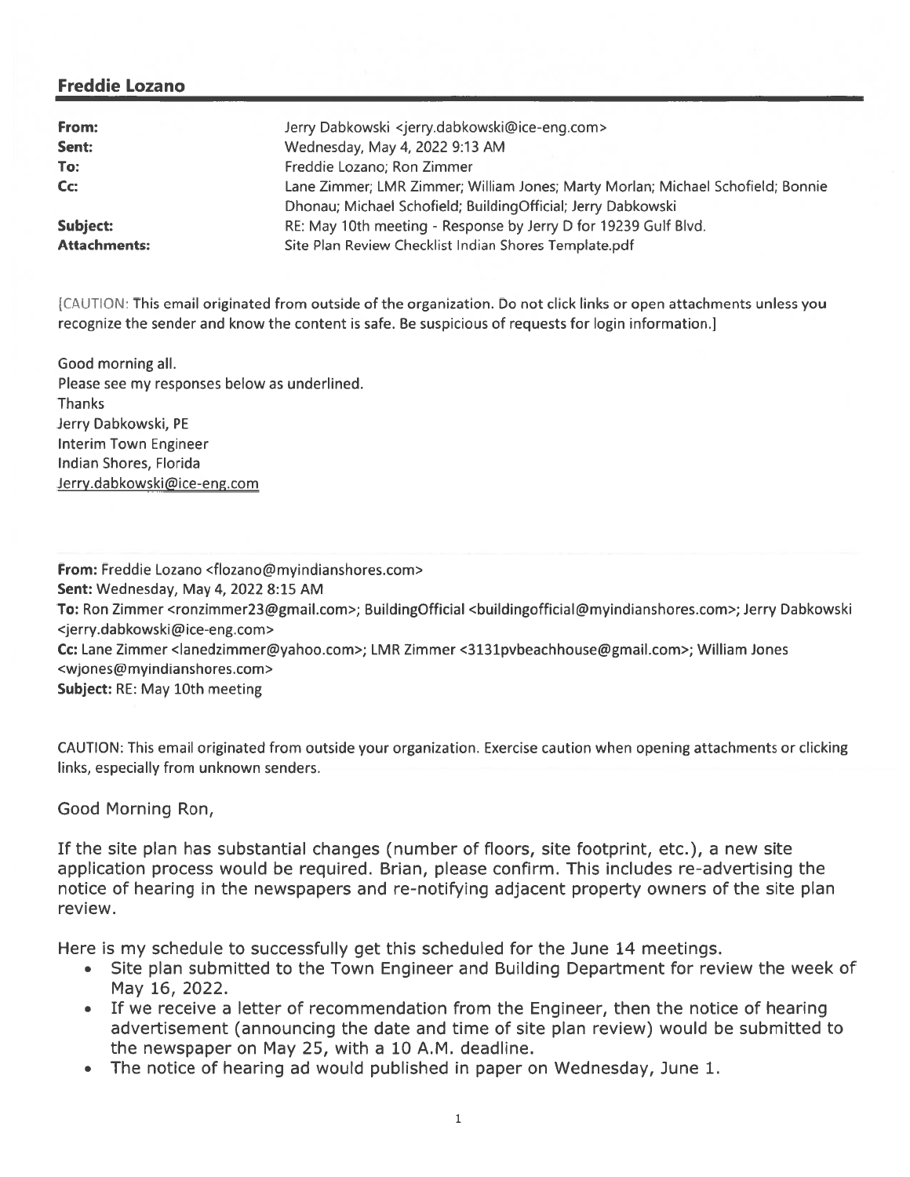## Freddie Lozano

| | |
|---|---|
| **From:** | Jerry Dabkowski <jerry.dabkowski@ice-eng.com> |
| **Sent:** | Wednesday, May 4, 2022 9:13 AM |
| **To:** | Freddie Lozano; Ron Zimmer |
| **Cc:** | Lane Zimmer; LMR Zimmer; William Jones; Marty Morlan; Michael Schofield; Bonnie Dhonau; Michael Schofield; BuildingOfficial; Jerry Dabkowski |
| **Subject:** | RE: May 10th meeting - Response by Jerry D for 19239 Gulf Blvd. |
| **Attachments:** | Site Plan Review Checklist Indian Shores Template.pdf |

[CAUTION: This email originated from outside of the organization. Do not click links or open attachments unless you recognize the sender and know the content is safe. Be suspicious of requests for login information.]

Good morning all.
Please see my responses below as underlined.
Thanks
Jerry Dabkowski, PE
Interim Town Engineer
Indian Shores, Florida
Jerry.dabkowski@ice-eng.com

**From:** Freddie Lozano <flozano@myindianshores.com>
**Sent:** Wednesday, May 4, 2022 8:15 AM
**To:** Ron Zimmer <ronzimmer23@gmail.com>; BuildingOfficial <buildingofficial@myindianshores.com>; Jerry Dabkowski <jerry.dabkowski@ice-eng.com>
**Cc:** Lane Zimmer <lanedzimmer@yahoo.com>; LMR Zimmer <3131pvbeachhouse@gmail.com>; William Jones <wjones@myindianshores.com>
**Subject:** RE: May 10th meeting

CAUTION: This email originated from outside your organization. Exercise caution when opening attachments or clicking links, especially from unknown senders.

Good Morning Ron,

If the site plan has substantial changes (number of floors, site footprint, etc.), a new site application process would be required. Brian, please confirm. This includes re-advertising the notice of hearing in the newspapers and re-notifying adjacent property owners of the site plan review.

Here is my schedule to successfully get this scheduled for the June 14 meetings.

- Site plan submitted to the Town Engineer and Building Department for review the week of May 16, 2022.
- If we receive a letter of recommendation from the Engineer, then the notice of hearing advertisement (announcing the date and time of site plan review) would be submitted to the newspaper on May 25, with a 10 A.M. deadline.
- The notice of hearing ad would published in paper on Wednesday, June 1.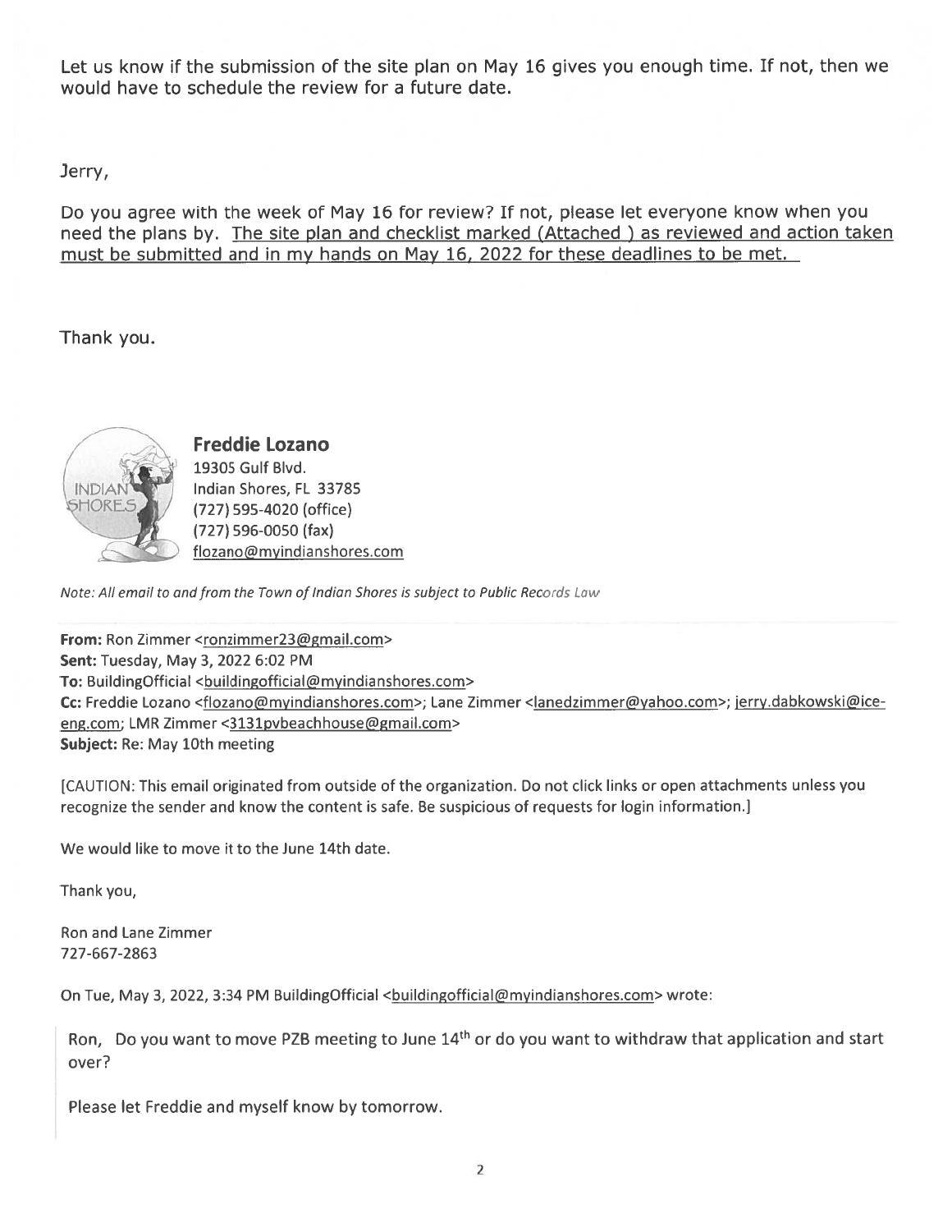Let us know if the submission of the site plan on May 16 gives you enough time. If not, then we would have to schedule the review for a future date.

Jerry,

Do you agree with the week of May 16 for review? If not, please let everyone know when you need the plans by. <u>The site plan and checklist marked (Attached ) as reviewed and action taken must be submitted and in my hands on May 16, 2022 for these deadlines to be met.</u>

Thank you.

**Freddie Lozano**
19305 Gulf Blvd.
Indian Shores, FL 33785
(727) 595-4020 (office)
(727) 596-0050 (fax)
flozano@myindianshores.com

*Note: All email to and from the Town of Indian Shores is subject to Public Records Law*

**From:** Ron Zimmer <ronzimmer23@gmail.com>
**Sent:** Tuesday, May 3, 2022 6:02 PM
**To:** BuildingOfficial <buildingofficial@myindianshores.com>
**Cc:** Freddie Lozano <flozano@myindianshores.com>; Lane Zimmer <lanedzimmer@yahoo.com>; jerry.dabkowski@ice-eng.com; LMR Zimmer <3131pvbeachhouse@gmail.com>
**Subject:** Re: May 10th meeting

[CAUTION: This email originated from outside of the organization. Do not click links or open attachments unless you recognize the sender and know the content is safe. Be suspicious of requests for login information.]

We would like to move it to the June 14th date.

Thank you,

Ron and Lane Zimmer
727-667-2863

On Tue, May 3, 2022, 3:34 PM BuildingOfficial <buildingofficial@myindianshores.com> wrote:

> Ron, Do you want to move PZB meeting to June 14th or do you want to withdraw that application and start over?
>
> Please let Freddie and myself know by tomorrow.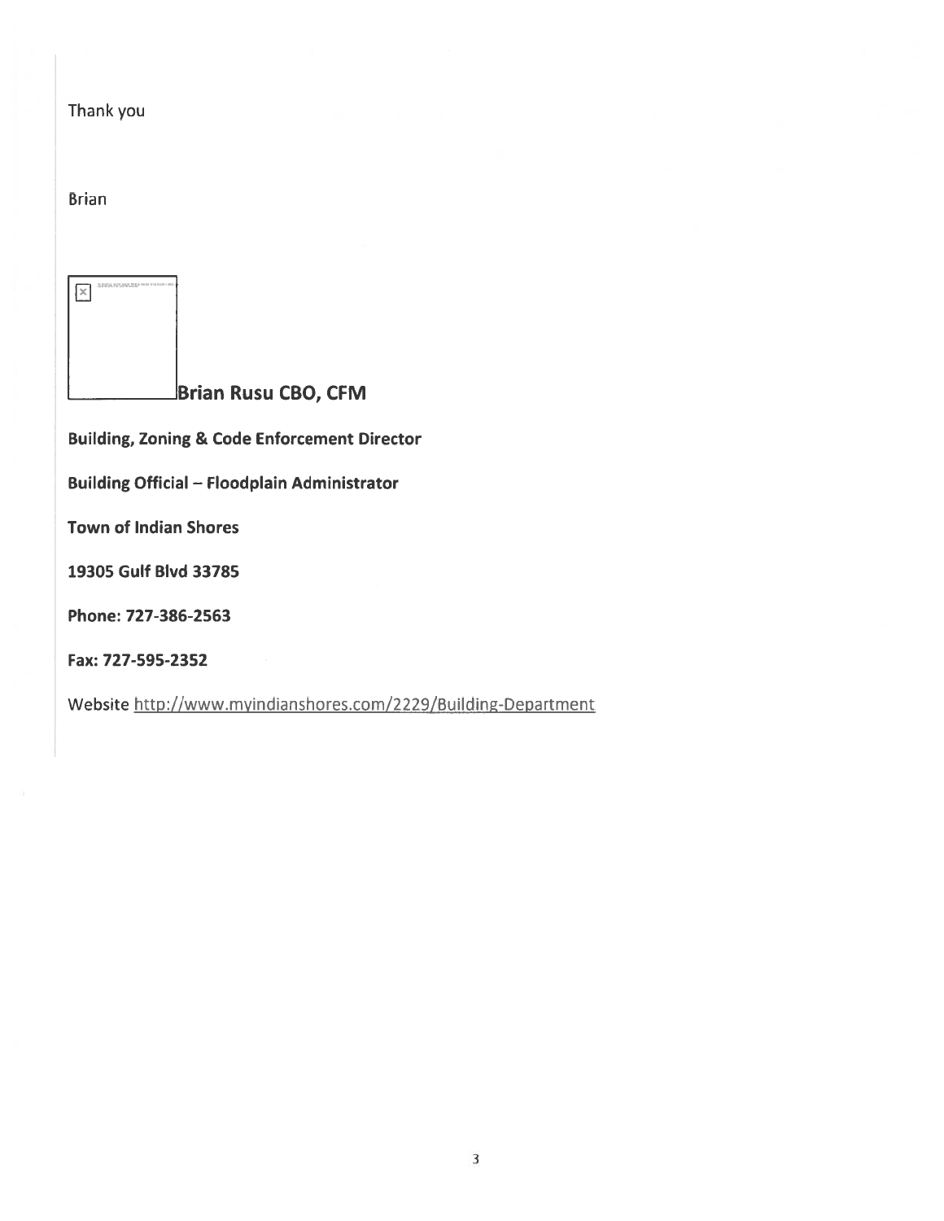Thank you

Brian

**Brian Rusu CBO, CFM**

**Building, Zoning & Code Enforcement Director**

**Building Official – Floodplain Administrator**

**Town of Indian Shores**

**19305 Gulf Blvd 33785**

**Phone: 727-386-2563**

**Fax: 727-595-2352**

Website http://www.myindianshores.com/2229/Building-Department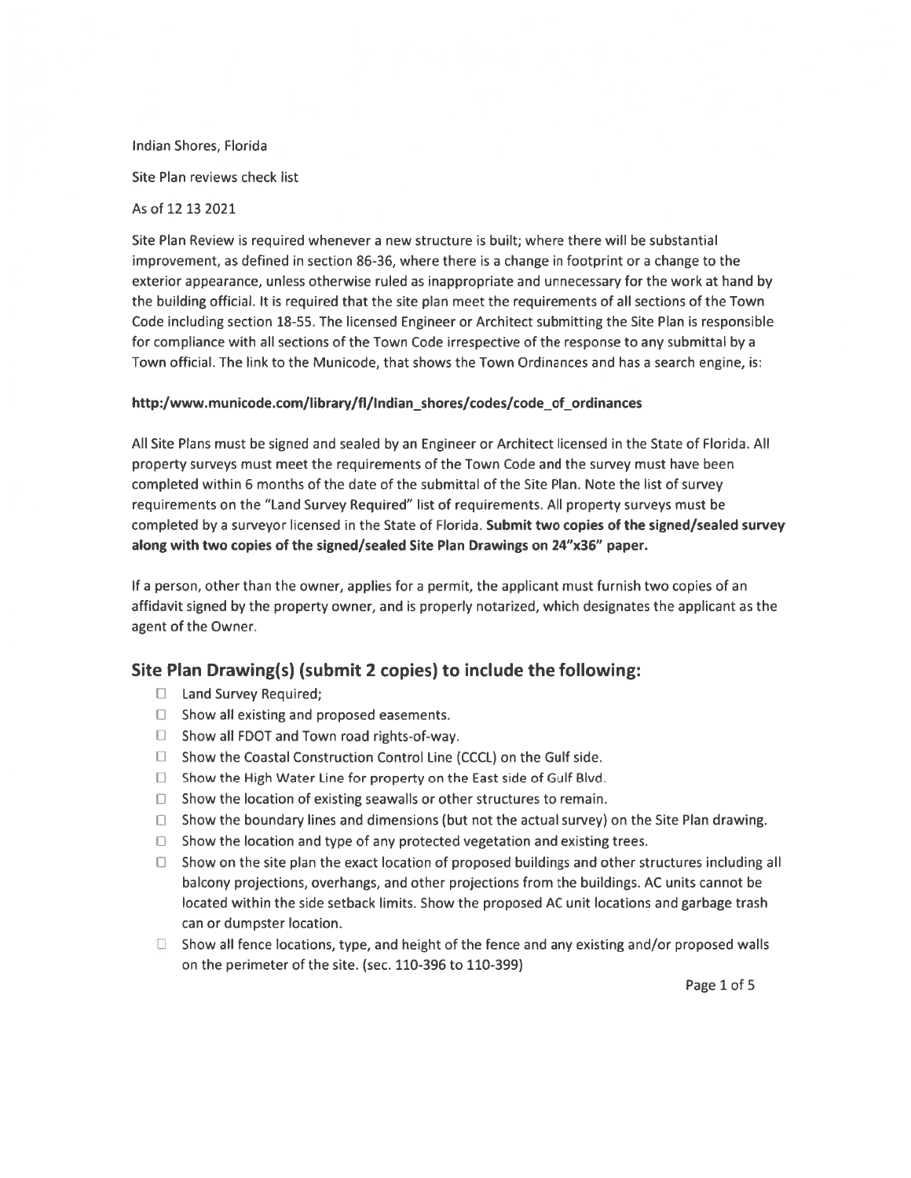Indian Shores, Florida

Site Plan reviews check list

As of 12 13 2021

Site Plan Review is required whenever a new structure is built; where there will be substantial improvement, as defined in section 86-36, where there is a change in footprint or a change to the exterior appearance, unless otherwise ruled as inappropriate and unnecessary for the work at hand by the building official. It is required that the site plan meet the requirements of all sections of the Town Code including section 18-55. The licensed Engineer or Architect submitting the Site Plan is responsible for compliance with all sections of the Town Code irrespective of the response to any submittal by a Town official. The link to the Municode, that shows the Town Ordinances and has a search engine, is:

**http:/www.municode.com/library/fl/Indian_shores/codes/code_of_ordinances**

All Site Plans must be signed and sealed by an Engineer or Architect licensed in the State of Florida. All property surveys must meet the requirements of the Town Code and the survey must have been completed within 6 months of the date of the submittal of the Site Plan. Note the list of survey requirements on the "Land Survey Required" list of requirements. All property surveys must be completed by a surveyor licensed in the State of Florida. **Submit two copies of the signed/sealed survey along with two copies of the signed/sealed Site Plan Drawings on 24"x36" paper.**

If a person, other than the owner, applies for a permit, the applicant must furnish two copies of an affidavit signed by the property owner, and is properly notarized, which designates the applicant as the agent of the Owner.

## Site Plan Drawing(s) (submit 2 copies) to include the following:

- ☐ Land Survey Required;
- ☐ Show all existing and proposed easements.
- ☐ Show all FDOT and Town road rights-of-way.
- ☐ Show the Coastal Construction Control Line (CCCL) on the Gulf side.
- ☐ Show the High Water Line for property on the East side of Gulf Blvd.
- ☐ Show the location of existing seawalls or other structures to remain.
- ☐ Show the boundary lines and dimensions (but not the actual survey) on the Site Plan drawing.
- ☐ Show the location and type of any protected vegetation and existing trees.
- ☐ Show on the site plan the exact location of proposed buildings and other structures including all balcony projections, overhangs, and other projections from the buildings. AC units cannot be located within the side setback limits. Show the proposed AC unit locations and garbage trash can or dumpster location.
- ☐ Show all fence locations, type, and height of the fence and any existing and/or proposed walls on the perimeter of the site. (sec. 110-396 to 110-399)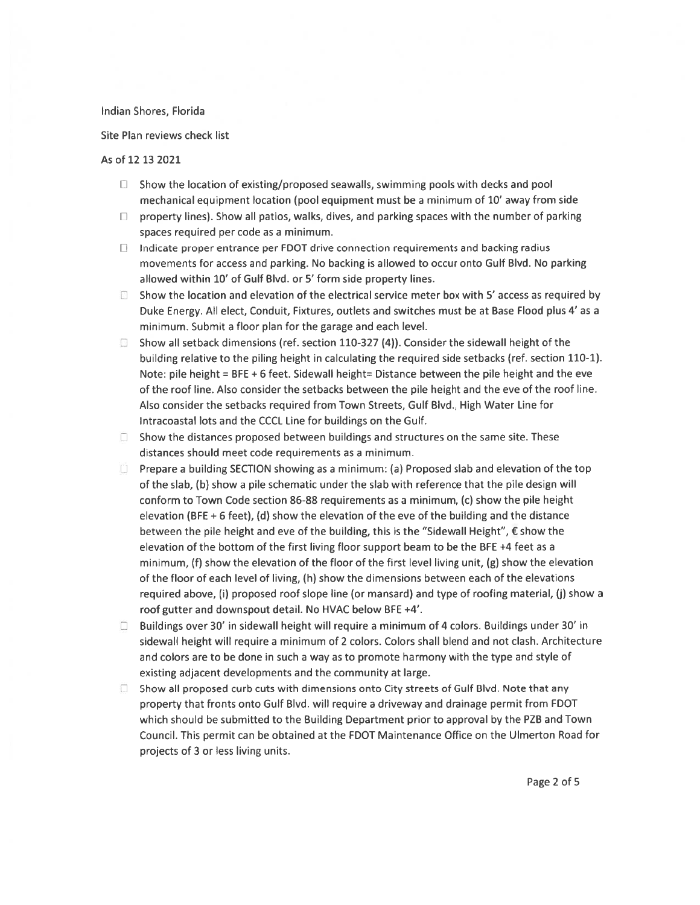Indian Shores, Florida

Site Plan reviews check list

As of 12 13 2021

- ☐ Show the location of existing/proposed seawalls, swimming pools with decks and pool mechanical equipment location (pool equipment must be a minimum of 10' away from side
- ☐ property lines). Show all patios, walks, dives, and parking spaces with the number of parking spaces required per code as a minimum.
- ☐ Indicate proper entrance per FDOT drive connection requirements and backing radius movements for access and parking. No backing is allowed to occur onto Gulf Blvd. No parking allowed within 10' of Gulf Blvd. or 5' form side property lines.
- ☐ Show the location and elevation of the electrical service meter box with 5' access as required by Duke Energy. All elect, Conduit, Fixtures, outlets and switches must be at Base Flood plus 4' as a minimum. Submit a floor plan for the garage and each level.
- ☐ Show all setback dimensions (ref. section 110-327 (4)). Consider the sidewall height of the building relative to the piling height in calculating the required side setbacks (ref. section 110-1). Note: pile height = BFE + 6 feet. Sidewall height= Distance between the pile height and the eve of the roof line. Also consider the setbacks between the pile height and the eve of the roof line. Also consider the setbacks required from Town Streets, Gulf Blvd., High Water Line for Intracoastal lots and the CCCL Line for buildings on the Gulf.
- ☐ Show the distances proposed between buildings and structures on the same site. These distances should meet code requirements as a minimum.
- ☐ Prepare a building SECTION showing as a minimum: (a) Proposed slab and elevation of the top of the slab, (b) show a pile schematic under the slab with reference that the pile design will conform to Town Code section 86-88 requirements as a minimum, (c) show the pile height elevation (BFE + 6 feet), (d) show the elevation of the eve of the building and the distance between the pile height and eve of the building, this is the "Sidewall Height", € show the elevation of the bottom of the first living floor support beam to be the BFE +4 feet as a minimum, (f) show the elevation of the floor of the first level living unit, (g) show the elevation of the floor of each level of living, (h) show the dimensions between each of the elevations required above, (i) proposed roof slope line (or mansard) and type of roofing material, (j) show a roof gutter and downspout detail. No HVAC below BFE +4'.
- ☐ Buildings over 30' in sidewall height will require a minimum of 4 colors. Buildings under 30' in sidewall height will require a minimum of 2 colors. Colors shall blend and not clash. Architecture and colors are to be done in such a way as to promote harmony with the type and style of existing adjacent developments and the community at large.
- ☐ Show all proposed curb cuts with dimensions onto City streets of Gulf Blvd. Note that any property that fronts onto Gulf Blvd. will require a driveway and drainage permit from FDOT which should be submitted to the Building Department prior to approval by the PZB and Town Council. This permit can be obtained at the FDOT Maintenance Office on the Ulmerton Road for projects of 3 or less living units.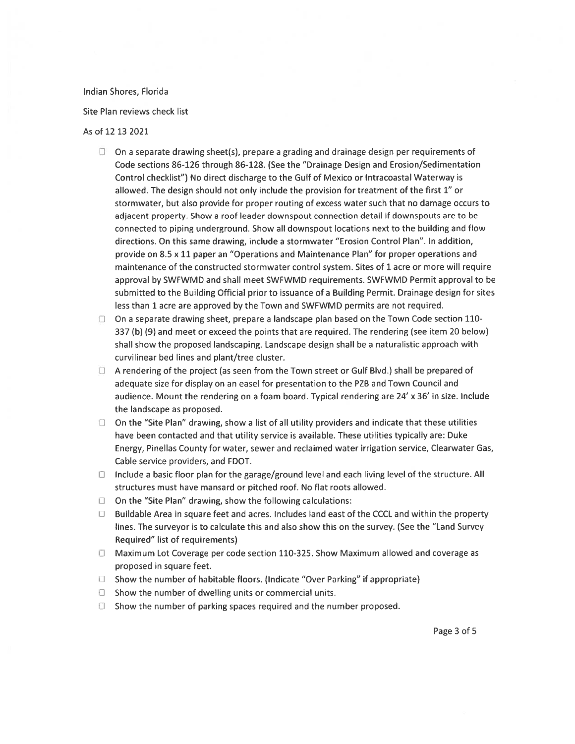Indian Shores, Florida

Site Plan reviews check list

As of 12 13 2021

- ☐ On a separate drawing sheet(s), prepare a grading and drainage design per requirements of Code sections 86-126 through 86-128. (See the "Drainage Design and Erosion/Sedimentation Control checklist") No direct discharge to the Gulf of Mexico or Intracoastal Waterway is allowed. The design should not only include the provision for treatment of the first 1" or stormwater, but also provide for proper routing of excess water such that no damage occurs to adjacent property. Show a roof leader downspout connection detail if downspouts are to be connected to piping underground. Show all downspout locations next to the building and flow directions. On this same drawing, include a stormwater "Erosion Control Plan". In addition, provide on 8.5 x 11 paper an "Operations and Maintenance Plan" for proper operations and maintenance of the constructed stormwater control system. Sites of 1 acre or more will require approval by SWFWMD and shall meet SWFWMD requirements. SWFWMD Permit approval to be submitted to the Building Official prior to issuance of a Building Permit. Drainage design for sites less than 1 acre are approved by the Town and SWFWMD permits are not required.
- ☐ On a separate drawing sheet, prepare a landscape plan based on the Town Code section 110-337 (b) (9) and meet or exceed the points that are required. The rendering (see item 20 below) shall show the proposed landscaping. Landscape design shall be a naturalistic approach with curvilinear bed lines and plant/tree cluster.
- ☐ A rendering of the project (as seen from the Town street or Gulf Blvd.) shall be prepared of adequate size for display on an easel for presentation to the PZB and Town Council and audience. Mount the rendering on a foam board. Typical rendering are 24' x 36' in size. Include the landscape as proposed.
- ☐ On the "Site Plan" drawing, show a list of all utility providers and indicate that these utilities have been contacted and that utility service is available. These utilities typically are: Duke Energy, Pinellas County for water, sewer and reclaimed water irrigation service, Clearwater Gas, Cable service providers, and FDOT.
- ☐ Include a basic floor plan for the garage/ground level and each living level of the structure. All structures must have mansard or pitched roof. No flat roots allowed.
- ☐ On the "Site Plan" drawing, show the following calculations:
- ☐ Buildable Area in square feet and acres. Includes land east of the CCCL and within the property lines. The surveyor is to calculate this and also show this on the survey. (See the "Land Survey Required" list of requirements)
- ☐ Maximum Lot Coverage per code section 110-325. Show Maximum allowed and coverage as proposed in square feet.
- ☐ Show the number of habitable floors. (Indicate "Over Parking" if appropriate)
- ☐ Show the number of dwelling units or commercial units.
- ☐ Show the number of parking spaces required and the number proposed.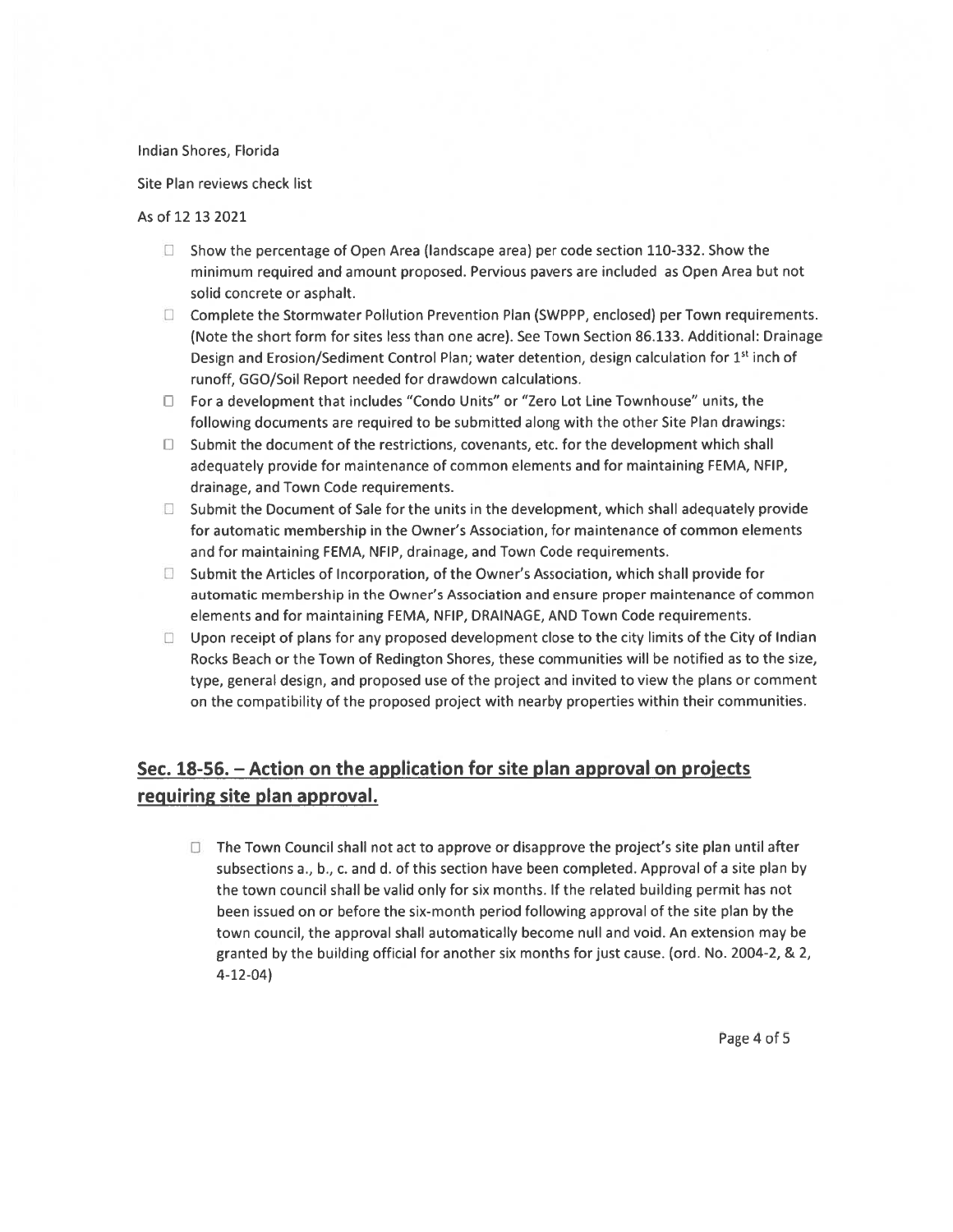Indian Shores, Florida

Site Plan reviews check list

As of 12 13 2021

- ☐ Show the percentage of Open Area (landscape area) per code section 110-332. Show the minimum required and amount proposed. Pervious pavers are included as Open Area but not solid concrete or asphalt.
- ☐ Complete the Stormwater Pollution Prevention Plan (SWPPP, enclosed) per Town requirements. (Note the short form for sites less than one acre). See Town Section 86.133. Additional: Drainage Design and Erosion/Sediment Control Plan; water detention, design calculation for 1st inch of runoff, GGO/Soil Report needed for drawdown calculations.
- ☐ For a development that includes "Condo Units" or "Zero Lot Line Townhouse" units, the following documents are required to be submitted along with the other Site Plan drawings:
- ☐ Submit the document of the restrictions, covenants, etc. for the development which shall adequately provide for maintenance of common elements and for maintaining FEMA, NFIP, drainage, and Town Code requirements.
- ☐ Submit the Document of Sale for the units in the development, which shall adequately provide for automatic membership in the Owner's Association, for maintenance of common elements and for maintaining FEMA, NFIP, drainage, and Town Code requirements.
- ☐ Submit the Articles of Incorporation, of the Owner's Association, which shall provide for automatic membership in the Owner's Association and ensure proper maintenance of common elements and for maintaining FEMA, NFIP, DRAINAGE, AND Town Code requirements.
- ☐ Upon receipt of plans for any proposed development close to the city limits of the City of Indian Rocks Beach or the Town of Redington Shores, these communities will be notified as to the size, type, general design, and proposed use of the project and invited to view the plans or comment on the compatibility of the proposed project with nearby properties within their communities.

## Sec. 18-56. – Action on the application for site plan approval on projects requiring site plan approval.

- ☐ The Town Council shall not act to approve or disapprove the project's site plan until after subsections a., b., c. and d. of this section have been completed. Approval of a site plan by the town council shall be valid only for six months. If the related building permit has not been issued on or before the six-month period following approval of the site plan by the town council, the approval shall automatically become null and void. An extension may be granted by the building official for another six months for just cause. (ord. No. 2004-2, & 2, 4-12-04)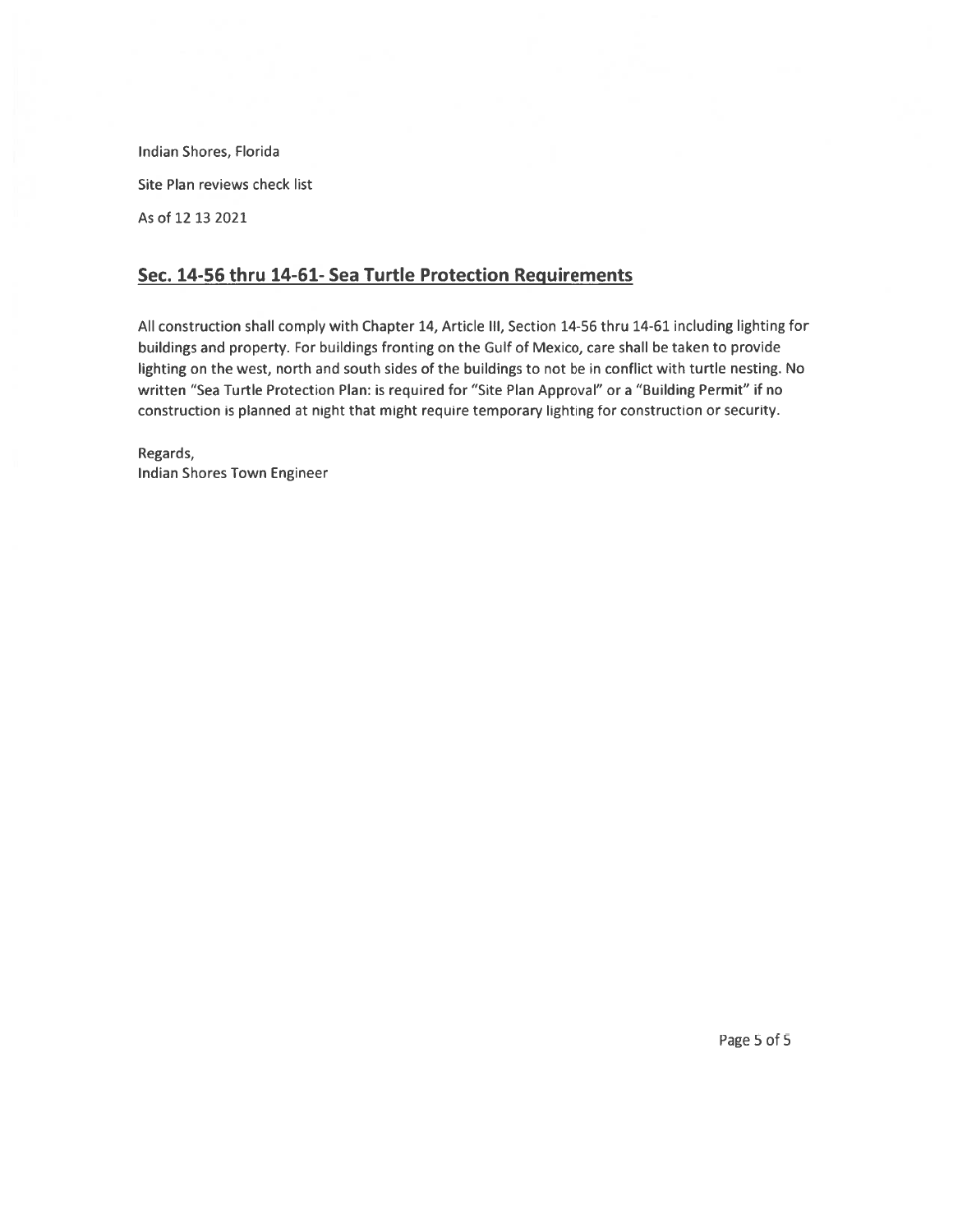Indian Shores, Florida

Site Plan reviews check list

As of 12 13 2021

## Sec. 14-56 thru 14-61- Sea Turtle Protection Requirements

All construction shall comply with Chapter 14, Article III, Section 14-56 thru 14-61 including lighting for buildings and property. For buildings fronting on the Gulf of Mexico, care shall be taken to provide lighting on the west, north and south sides of the buildings to not be in conflict with turtle nesting. No written "Sea Turtle Protection Plan: is required for "Site Plan Approval" or a "Building Permit" if no construction is planned at night that might require temporary lighting for construction or security.

Regards,
Indian Shores Town Engineer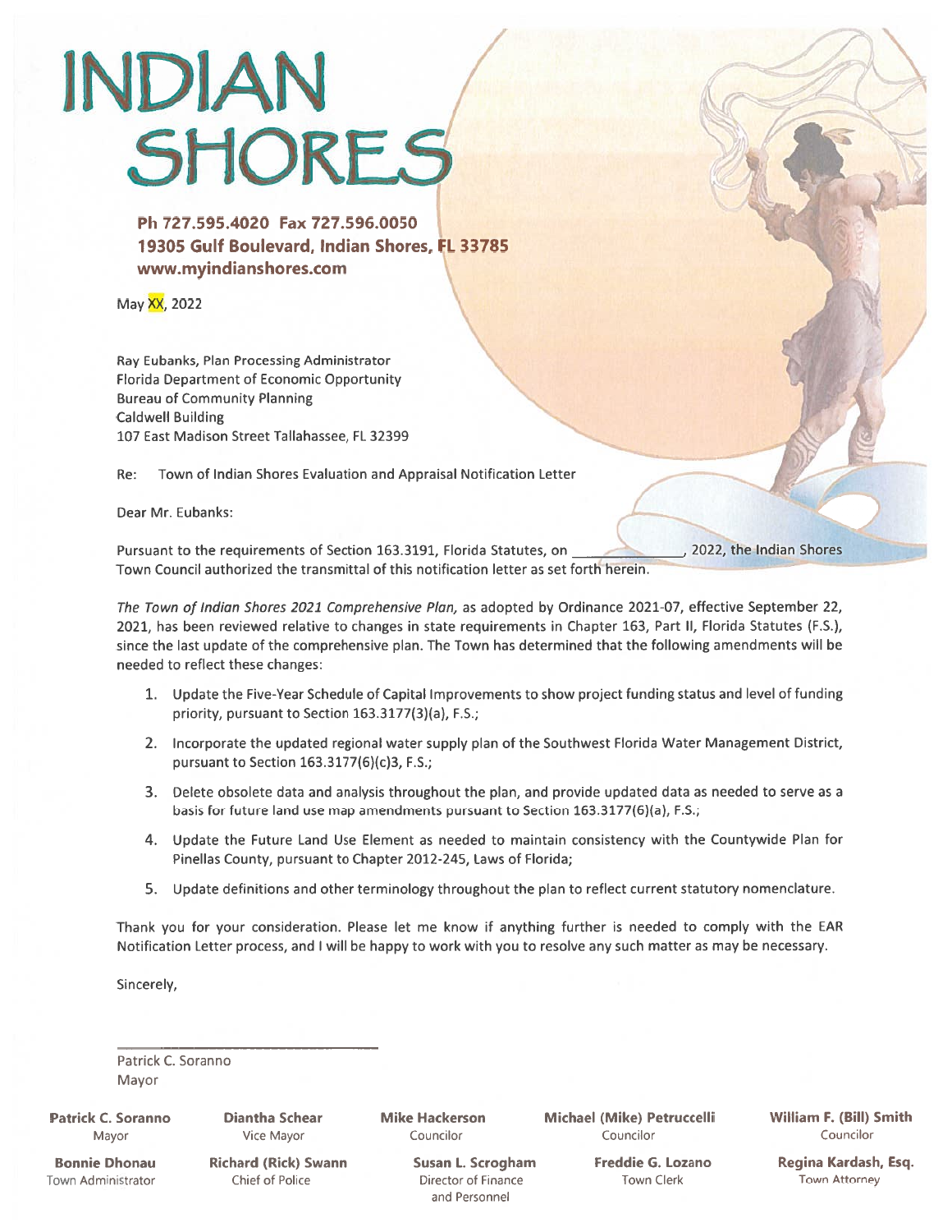# INDIAN SHORES

**Ph 727.595.4020 Fax 727.596.0050**
**19305 Gulf Boulevard, Indian Shores, FL 33785**
**www.myindianshores.com**

May XX, 2022

Ray Eubanks, Plan Processing Administrator
Florida Department of Economic Opportunity
Bureau of Community Planning
Caldwell Building
107 East Madison Street Tallahassee, FL 32399

Re: Town of Indian Shores Evaluation and Appraisal Notification Letter

Dear Mr. Eubanks:

Pursuant to the requirements of Section 163.3191, Florida Statutes, on ______________, 2022, the Indian Shores Town Council authorized the transmittal of this notification letter as set forth herein.

*The Town of Indian Shores 2021 Comprehensive Plan,* as adopted by Ordinance 2021-07, effective September 22, 2021, has been reviewed relative to changes in state requirements in Chapter 163, Part II, Florida Statutes (F.S.), since the last update of the comprehensive plan. The Town has determined that the following amendments will be needed to reflect these changes:

1. Update the Five-Year Schedule of Capital Improvements to show project funding status and level of funding priority, pursuant to Section 163.3177(3)(a), F.S.;
2. Incorporate the updated regional water supply plan of the Southwest Florida Water Management District, pursuant to Section 163.3177(6)(c)3, F.S.;
3. Delete obsolete data and analysis throughout the plan, and provide updated data as needed to serve as a basis for future land use map amendments pursuant to Section 163.3177(6)(a), F.S.;
4. Update the Future Land Use Element as needed to maintain consistency with the Countywide Plan for Pinellas County, pursuant to Chapter 2012-245, Laws of Florida;
5. Update definitions and other terminology throughout the plan to reflect current statutory nomenclature.

Thank you for your consideration. Please let me know if anything further is needed to comply with the EAR Notification Letter process, and I will be happy to work with you to resolve any such matter as may be necessary.

Sincerely,

______________________________
Patrick C. Soranno
Mayor

| | | | | |
|---|---|---|---|---|
| **Patrick C. Soranno**<br>Mayor | **Diantha Schear**<br>Vice Mayor | **Mike Hackerson**<br>Councilor | **Michael (Mike) Petruccelli**<br>Councilor | **William F. (Bill) Smith**<br>Councilor |
| **Bonnie Dhonau**<br>Town Administrator | **Richard (Rick) Swann**<br>Chief of Police | **Susan L. Scrogham**<br>Director of Finance and Personnel | **Freddie G. Lozano**<br>Town Clerk | **Regina Kardash, Esq.**<br>Town Attorney |